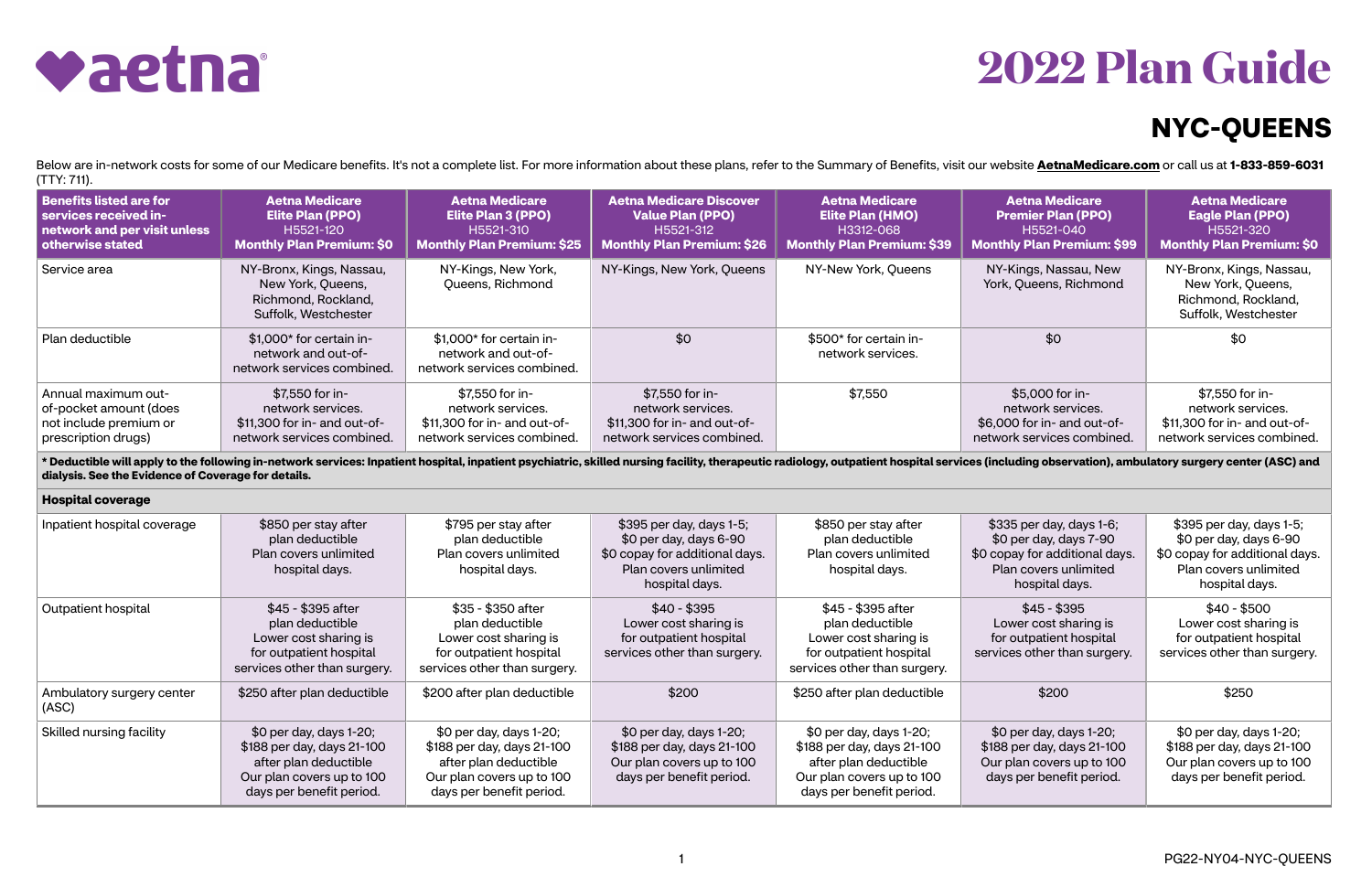# aetna

# 2022 Plan Guide

## NYC-QUEENS

Below are in-network costs for some of our Medicare benefits. It's not a complete list. For more information about these plans, refer to the Summary of Benefits, visit our website **AetnaMedicare.com** or call us at **1-833-859-6031** (TTY: 711).

| **Benefits listed are for services received in-network and per visit unless otherwise stated** | **Aetna Medicare Elite Plan (PPO)** H5521-120 **Monthly Plan Premium: $0** | **Aetna Medicare Elite Plan 3 (PPO)** H5521-310 **Monthly Plan Premium: $25** | **Aetna Medicare Discover Value Plan (PPO)** H5521-312 **Monthly Plan Premium: $26** | **Aetna Medicare Elite Plan (HMO)** H3312-068 **Monthly Plan Premium: $39** | **Aetna Medicare Premier Plan (PPO)** H5521-040 **Monthly Plan Premium: $99** | **Aetna Medicare Eagle Plan (PPO)** H5521-320 **Monthly Plan Premium: $0** |
|---|---|---|---|---|---|---|
| Service area | NY-Bronx, Kings, Nassau, New York, Queens, Richmond, Rockland, Suffolk, Westchester | NY-Kings, New York, Queens, Richmond | NY-Kings, New York, Queens | NY-New York, Queens | NY-Kings, Nassau, New York, Queens, Richmond | NY-Bronx, Kings, Nassau, New York, Queens, Richmond, Rockland, Suffolk, Westchester |
| Plan deductible | $1,000* for certain in-network and out-of-network services combined. | $1,000* for certain in-network and out-of-network services combined. | $0 | $500* for certain in-network services. | $0 | $0 |
| Annual maximum out-of-pocket amount (does not include premium or prescription drugs) | $7,550 for in-network services. $11,300 for in- and out-of-network services combined. | $7,550 for in-network services. $11,300 for in- and out-of-network services combined. | $7,550 for in-network services. $11,300 for in- and out-of-network services combined. | $7,550 | $5,000 for in-network services. $6,000 for in- and out-of-network services combined. | $7,550 for in-network services. $11,300 for in- and out-of-network services combined. |
| *** Deductible will apply to the following in-network services: Inpatient hospital, inpatient psychiatric, skilled nursing facility, therapeutic radiology, outpatient hospital services (including observation), ambulatory surgery center (ASC) and dialysis. See the Evidence of Coverage for details.** | | | | | | |
| **Hospital coverage** | | | | | | |
| Inpatient hospital coverage | $850 per stay after plan deductible Plan covers unlimited hospital days. | $795 per stay after plan deductible Plan covers unlimited hospital days. | $395 per day, days 1-5; $0 per day, days 6-90 $0 copay for additional days. Plan covers unlimited hospital days. | $850 per stay after plan deductible Plan covers unlimited hospital days. | $335 per day, days 1-6; $0 per day, days 7-90 $0 copay for additional days. Plan covers unlimited hospital days. | $395 per day, days 1-5; $0 per day, days 6-90 $0 copay for additional days. Plan covers unlimited hospital days. |
| Outpatient hospital | $45 - $395 after plan deductible Lower cost sharing is for outpatient hospital services other than surgery. | $35 - $350 after plan deductible Lower cost sharing is for outpatient hospital services other than surgery. | $40 - $395 Lower cost sharing is for outpatient hospital services other than surgery. | $45 - $395 after plan deductible Lower cost sharing is for outpatient hospital services other than surgery. | $45 - $395 Lower cost sharing is for outpatient hospital services other than surgery. | $40 - $500 Lower cost sharing is for outpatient hospital services other than surgery. |
| Ambulatory surgery center (ASC) | $250 after plan deductible | $200 after plan deductible | $200 | $250 after plan deductible | $200 | $250 |
| Skilled nursing facility | $0 per day, days 1-20; $188 per day, days 21-100 after plan deductible Our plan covers up to 100 days per benefit period. | $0 per day, days 1-20; $188 per day, days 21-100 after plan deductible Our plan covers up to 100 days per benefit period. | $0 per day, days 1-20; $188 per day, days 21-100 Our plan covers up to 100 days per benefit period. | $0 per day, days 1-20; $188 per day, days 21-100 after plan deductible Our plan covers up to 100 days per benefit period. | $0 per day, days 1-20; $188 per day, days 21-100 Our plan covers up to 100 days per benefit period. | $0 per day, days 1-20; $188 per day, days 21-100 Our plan covers up to 100 days per benefit period. |

PG22-NY04-NYC-QUEENS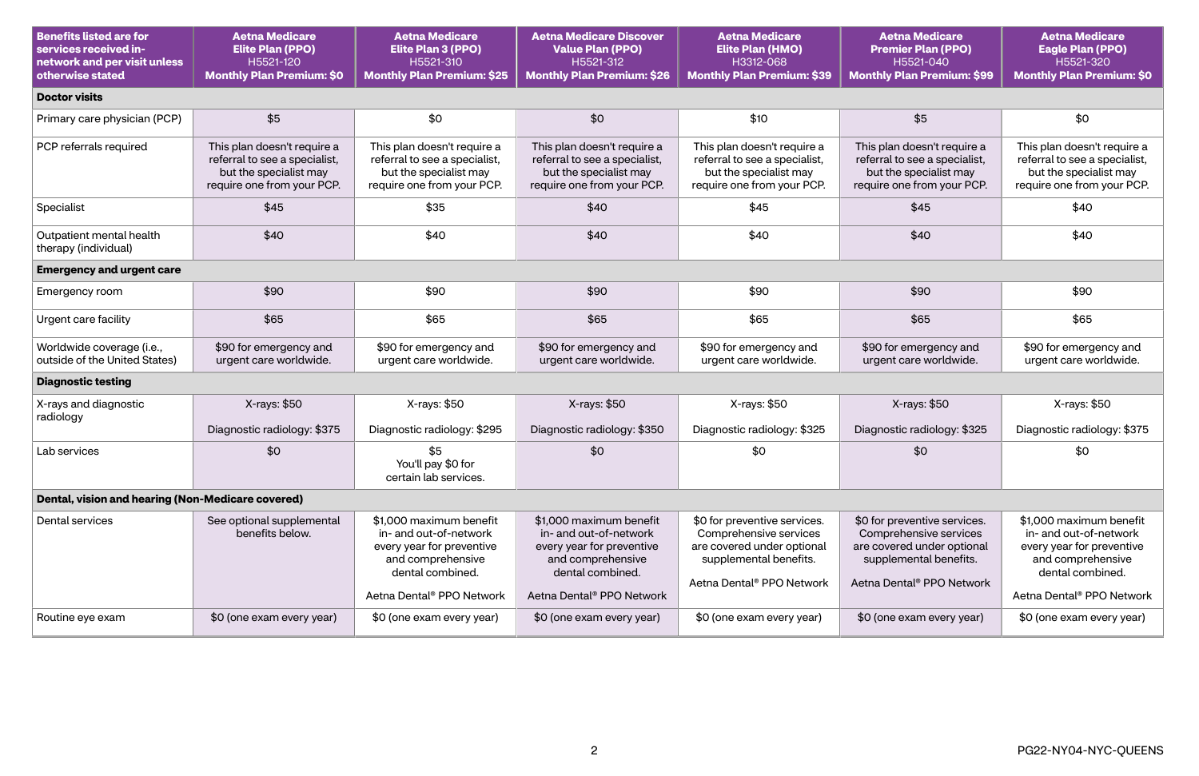| Benefits listed are for services received in-network and per visit unless otherwise stated | Aetna Medicare Elite Plan (PPO) H5521-120 Monthly Plan Premium: $0 | Aetna Medicare Elite Plan 3 (PPO) H5521-310 Monthly Plan Premium: $25 | Aetna Medicare Discover Value Plan (PPO) H5521-312 Monthly Plan Premium: $26 | Aetna Medicare Elite Plan (HMO) H3312-068 Monthly Plan Premium: $39 | Aetna Medicare Premier Plan (PPO) H5521-040 Monthly Plan Premium: $99 | Aetna Medicare Eagle Plan (PPO) H5521-320 Monthly Plan Premium: $0 |
|---|---|---|---|---|---|---|
| **Doctor visits** | | | | | | |
| Primary care physician (PCP) | $5 | $0 | $0 | $10 | $5 | $0 |
| PCP referrals required | This plan doesn't require a referral to see a specialist, but the specialist may require one from your PCP. | This plan doesn't require a referral to see a specialist, but the specialist may require one from your PCP. | This plan doesn't require a referral to see a specialist, but the specialist may require one from your PCP. | This plan doesn't require a referral to see a specialist, but the specialist may require one from your PCP. | This plan doesn't require a referral to see a specialist, but the specialist may require one from your PCP. | This plan doesn't require a referral to see a specialist, but the specialist may require one from your PCP. |
| Specialist | $45 | $35 | $40 | $45 | $45 | $40 |
| Outpatient mental health therapy (individual) | $40 | $40 | $40 | $40 | $40 | $40 |
| **Emergency and urgent care** | | | | | | |
| Emergency room | $90 | $90 | $90 | $90 | $90 | $90 |
| Urgent care facility | $65 | $65 | $65 | $65 | $65 | $65 |
| Worldwide coverage (i.e., outside of the United States) | $90 for emergency and urgent care worldwide. | $90 for emergency and urgent care worldwide. | $90 for emergency and urgent care worldwide. | $90 for emergency and urgent care worldwide. | $90 for emergency and urgent care worldwide. | $90 for emergency and urgent care worldwide. |
| **Diagnostic testing** | | | | | | |
| X-rays and diagnostic radiology | X-rays: $50<br><br>Diagnostic radiology: $375 | X-rays: $50<br><br>Diagnostic radiology: $295 | X-rays: $50<br><br>Diagnostic radiology: $350 | X-rays: $50<br><br>Diagnostic radiology: $325 | X-rays: $50<br><br>Diagnostic radiology: $325 | X-rays: $50<br><br>Diagnostic radiology: $375 |
| Lab services | $0 | $5<br>You'll pay $0 for certain lab services. | $0 | $0 | $0 | $0 |
| **Dental, vision and hearing (Non-Medicare covered)** | | | | | | |
| Dental services | See optional supplemental benefits below. | $1,000 maximum benefit in- and out-of-network every year for preventive and comprehensive dental combined.<br><br>Aetna Dental® PPO Network | $1,000 maximum benefit in- and out-of-network every year for preventive and comprehensive dental combined.<br><br>Aetna Dental® PPO Network | $0 for preventive services. Comprehensive services are covered under optional supplemental benefits.<br><br>Aetna Dental® PPO Network | $0 for preventive services. Comprehensive services are covered under optional supplemental benefits.<br><br>Aetna Dental® PPO Network | $1,000 maximum benefit in- and out-of-network every year for preventive and comprehensive dental combined.<br><br>Aetna Dental® PPO Network |
| Routine eye exam | $0 (one exam every year) | $0 (one exam every year) | $0 (one exam every year) | $0 (one exam every year) | $0 (one exam every year) | $0 (one exam every year) |

PG22-NY04-NYC-QUEENS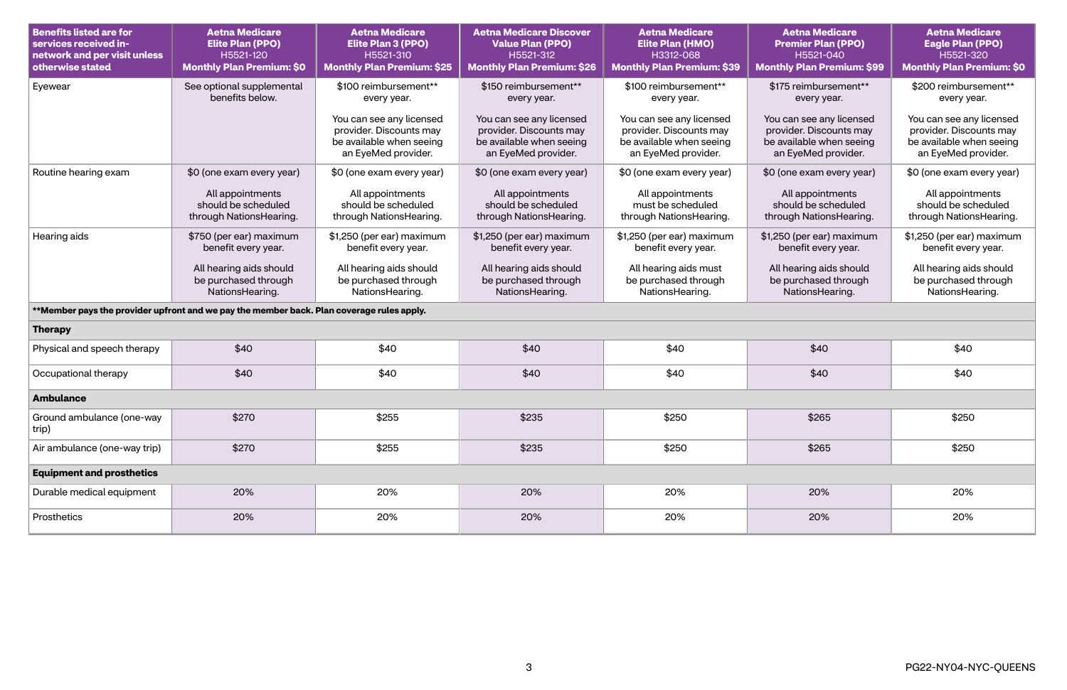| Benefits listed are for services received in-network and per visit unless otherwise stated | Aetna Medicare Elite Plan (PPO) H5521-120 Monthly Plan Premium: $0 | Aetna Medicare Elite Plan 3 (PPO) H5521-310 Monthly Plan Premium: $25 | Aetna Medicare Discover Value Plan (PPO) H5521-312 Monthly Plan Premium: $26 | Aetna Medicare Elite Plan (HMO) H3312-068 Monthly Plan Premium: $39 | Aetna Medicare Premier Plan (PPO) H5521-040 Monthly Plan Premium: $99 | Aetna Medicare Eagle Plan (PPO) H5521-320 Monthly Plan Premium: $0 |
|---|---|---|---|---|---|---|
| Eyewear | See optional supplemental benefits below. | $100 reimbursement** every year. You can see any licensed provider. Discounts may be available when seeing an EyeMed provider. | $150 reimbursement** every year. You can see any licensed provider. Discounts may be available when seeing an EyeMed provider. | $100 reimbursement** every year. You can see any licensed provider. Discounts may be available when seeing an EyeMed provider. | $175 reimbursement** every year. You can see any licensed provider. Discounts may be available when seeing an EyeMed provider. | $200 reimbursement** every year. You can see any licensed provider. Discounts may be available when seeing an EyeMed provider. |
| Routine hearing exam | $0 (one exam every year) All appointments should be scheduled through NationsHearing. | $0 (one exam every year) All appointments should be scheduled through NationsHearing. | $0 (one exam every year) All appointments should be scheduled through NationsHearing. | $0 (one exam every year) All appointments must be scheduled through NationsHearing. | $0 (one exam every year) All appointments should be scheduled through NationsHearing. | $0 (one exam every year) All appointments should be scheduled through NationsHearing. |
| Hearing aids | $750 (per ear) maximum benefit every year. All hearing aids should be purchased through NationsHearing. | $1,250 (per ear) maximum benefit every year. All hearing aids should be purchased through NationsHearing. | $1,250 (per ear) maximum benefit every year. All hearing aids should be purchased through NationsHearing. | $1,250 (per ear) maximum benefit every year. All hearing aids must be purchased through NationsHearing. | $1,250 (per ear) maximum benefit every year. All hearing aids should be purchased through NationsHearing. | $1,250 (per ear) maximum benefit every year. All hearing aids should be purchased through NationsHearing. |
| **Member pays the provider upfront and we pay the member back. Plan coverage rules apply.** | | | | | | |
| **Therapy** | | | | | | |
| Physical and speech therapy | $40 | $40 | $40 | $40 | $40 | $40 |
| Occupational therapy | $40 | $40 | $40 | $40 | $40 | $40 |
| **Ambulance** | | | | | | |
| Ground ambulance (one-way trip) | $270 | $255 | $235 | $250 | $265 | $250 |
| Air ambulance (one-way trip) | $270 | $255 | $235 | $250 | $265 | $250 |
| **Equipment and prosthetics** | | | | | | |
| Durable medical equipment | 20% | 20% | 20% | 20% | 20% | 20% |
| Prosthetics | 20% | 20% | 20% | 20% | 20% | 20% |

PG22-NY04-NYC-QUEENS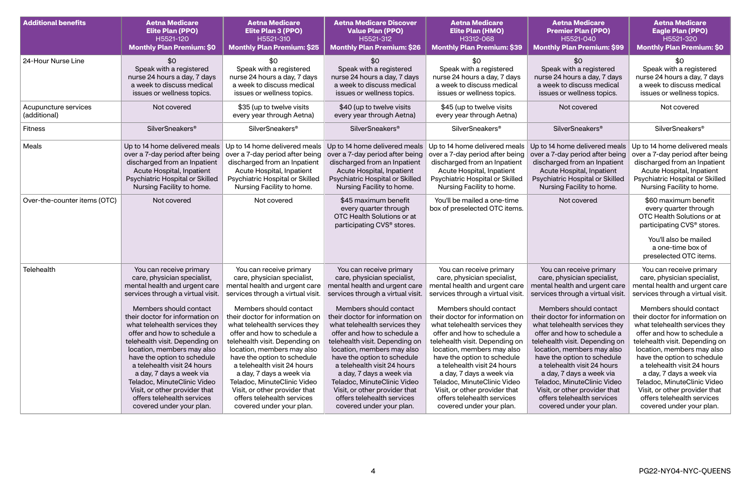| Additional benefits | Aetna Medicare Elite Plan (PPO) H5521-120 Monthly Plan Premium: $0 | Aetna Medicare Elite Plan 3 (PPO) H5521-310 Monthly Plan Premium: $25 | Aetna Medicare Discover Value Plan (PPO) H5521-312 Monthly Plan Premium: $26 | Aetna Medicare Elite Plan (HMO) H3312-068 Monthly Plan Premium: $39 | Aetna Medicare Premier Plan (PPO) H5521-040 Monthly Plan Premium: $99 | Aetna Medicare Eagle Plan (PPO) H5521-320 Monthly Plan Premium: $0 |
|---|---|---|---|---|---|---|
| 24-Hour Nurse Line | $0<br>Speak with a registered nurse 24 hours a day, 7 days a week to discuss medical issues or wellness topics. | $0<br>Speak with a registered nurse 24 hours a day, 7 days a week to discuss medical issues or wellness topics. | $0<br>Speak with a registered nurse 24 hours a day, 7 days a week to discuss medical issues or wellness topics. | $0<br>Speak with a registered nurse 24 hours a day, 7 days a week to discuss medical issues or wellness topics. | $0<br>Speak with a registered nurse 24 hours a day, 7 days a week to discuss medical issues or wellness topics. | $0<br>Speak with a registered nurse 24 hours a day, 7 days a week to discuss medical issues or wellness topics. |
| Acupuncture services (additional) | Not covered | $35 (up to twelve visits every year through Aetna) | $40 (up to twelve visits every year through Aetna) | $45 (up to twelve visits every year through Aetna) | Not covered | Not covered |
| Fitness | SilverSneakers® | SilverSneakers® | SilverSneakers® | SilverSneakers® | SilverSneakers® | SilverSneakers® |
| Meals | Up to 14 home delivered meals over a 7-day period after being discharged from an Inpatient Acute Hospital, Inpatient Psychiatric Hospital or Skilled Nursing Facility to home. | Up to 14 home delivered meals over a 7-day period after being discharged from an Inpatient Acute Hospital, Inpatient Psychiatric Hospital or Skilled Nursing Facility to home. | Up to 14 home delivered meals over a 7-day period after being discharged from an Inpatient Acute Hospital, Inpatient Psychiatric Hospital or Skilled Nursing Facility to home. | Up to 14 home delivered meals over a 7-day period after being discharged from an Inpatient Acute Hospital, Inpatient Psychiatric Hospital or Skilled Nursing Facility to home. | Up to 14 home delivered meals over a 7-day period after being discharged from an Inpatient Acute Hospital, Inpatient Psychiatric Hospital or Skilled Nursing Facility to home. | Up to 14 home delivered meals over a 7-day period after being discharged from an Inpatient Acute Hospital, Inpatient Psychiatric Hospital or Skilled Nursing Facility to home. |
| Over-the-counter items (OTC) | Not covered | Not covered | $45 maximum benefit every quarter through OTC Health Solutions or at participating CVS® stores. | You'll be mailed a one-time box of preselected OTC items. | Not covered | $60 maximum benefit every quarter through OTC Health Solutions or at participating CVS® stores.<br><br>You'll also be mailed a one-time box of preselected OTC items. |
| Telehealth | You can receive primary care, physician specialist, mental health and urgent care services through a virtual visit.<br><br>Members should contact their doctor for information on what telehealth services they offer and how to schedule a telehealth visit. Depending on location, members may also have the option to schedule a telehealth visit 24 hours a day, 7 days a week via Teladoc, MinuteClinic Video Visit, or other provider that offers telehealth services covered under your plan. | You can receive primary care, physician specialist, mental health and urgent care services through a virtual visit.<br><br>Members should contact their doctor for information on what telehealth services they offer and how to schedule a telehealth visit. Depending on location, members may also have the option to schedule a telehealth visit 24 hours a day, 7 days a week via Teladoc, MinuteClinic Video Visit, or other provider that offers telehealth services covered under your plan. | You can receive primary care, physician specialist, mental health and urgent care services through a virtual visit.<br><br>Members should contact their doctor for information on what telehealth services they offer and how to schedule a telehealth visit. Depending on location, members may also have the option to schedule a telehealth visit 24 hours a day, 7 days a week via Teladoc, MinuteClinic Video Visit, or other provider that offers telehealth services covered under your plan. | You can receive primary care, physician specialist, mental health and urgent care services through a virtual visit.<br><br>Members should contact their doctor for information on what telehealth services they offer and how to schedule a telehealth visit. Depending on location, members may also have the option to schedule a telehealth visit 24 hours a day, 7 days a week via Teladoc, MinuteClinic Video Visit, or other provider that offers telehealth services covered under your plan. | You can receive primary care, physician specialist, mental health and urgent care services through a virtual visit.<br><br>Members should contact their doctor for information on what telehealth services they offer and how to schedule a telehealth visit. Depending on location, members may also have the option to schedule a telehealth visit 24 hours a day, 7 days a week via Teladoc, MinuteClinic Video Visit, or other provider that offers telehealth services covered under your plan. | You can receive primary care, physician specialist, mental health and urgent care services through a virtual visit.<br><br>Members should contact their doctor for information on what telehealth services they offer and how to schedule a telehealth visit. Depending on location, members may also have the option to schedule a telehealth visit 24 hours a day, 7 days a week via Teladoc, MinuteClinic Video Visit, or other provider that offers telehealth services covered under your plan. |

PG22-NY04-NYC-QUEENS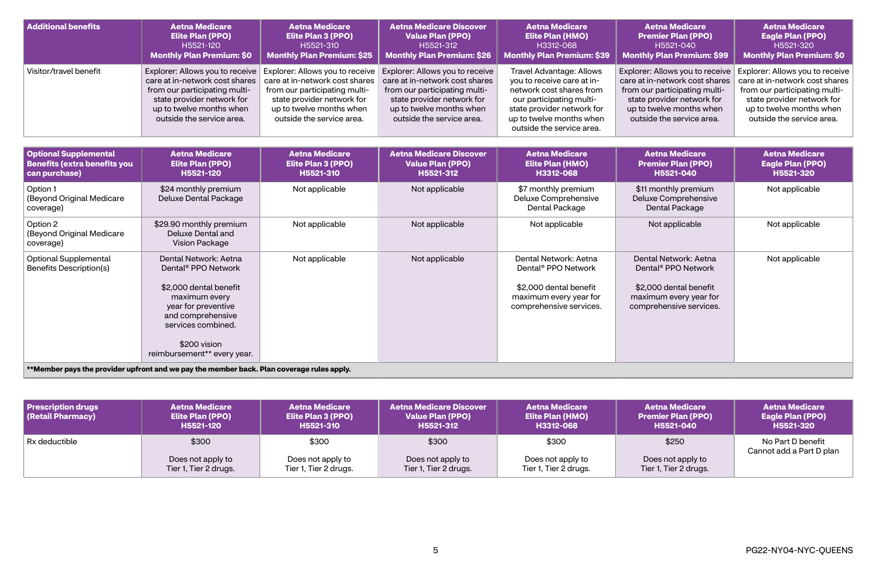| Additional benefits | Aetna Medicare Elite Plan (PPO) H5521-120 Monthly Plan Premium: $0 | Aetna Medicare Elite Plan 3 (PPO) H5521-310 Monthly Plan Premium: $25 | Aetna Medicare Discover Value Plan (PPO) H5521-312 Monthly Plan Premium: $26 | Aetna Medicare Elite Plan (HMO) H3312-068 Monthly Plan Premium: $39 | Aetna Medicare Premier Plan (PPO) H5521-040 Monthly Plan Premium: $99 | Aetna Medicare Eagle Plan (PPO) H5521-320 Monthly Plan Premium: $0 |
|---|---|---|---|---|---|---|
| Visitor/travel benefit | Explorer: Allows you to receive care at in-network cost shares from our participating multi-state provider network for up to twelve months when outside the service area. | Explorer: Allows you to receive care at in-network cost shares from our participating multi-state provider network for up to twelve months when outside the service area. | Explorer: Allows you to receive care at in-network cost shares from our participating multi-state provider network for up to twelve months when outside the service area. | Travel Advantage: Allows you to receive care at in-network cost shares from our participating multi-state provider network for up to twelve months when outside the service area. | Explorer: Allows you to receive care at in-network cost shares from our participating multi-state provider network for up to twelve months when outside the service area. | Explorer: Allows you to receive care at in-network cost shares from our participating multi-state provider network for up to twelve months when outside the service area. |

| Optional Supplemental Benefits (extra benefits you can purchase) | Aetna Medicare Elite Plan (PPO) H5521-120 | Aetna Medicare Elite Plan 3 (PPO) H5521-310 | Aetna Medicare Discover Value Plan (PPO) H5521-312 | Aetna Medicare Elite Plan (HMO) H3312-068 | Aetna Medicare Premier Plan (PPO) H5521-040 | Aetna Medicare Eagle Plan (PPO) H5521-320 |
|---|---|---|---|---|---|---|
| Option 1 (Beyond Original Medicare coverage) | $24 monthly premium Deluxe Dental Package | Not applicable | Not applicable | $7 monthly premium Deluxe Comprehensive Dental Package | $11 monthly premium Deluxe Comprehensive Dental Package | Not applicable |
| Option 2 (Beyond Original Medicare coverage) | $29.90 monthly premium Deluxe Dental and Vision Package | Not applicable | Not applicable | Not applicable | Not applicable | Not applicable |
| Optional Supplemental Benefits Description(s) | Dental Network: Aetna Dental® PPO Network<br><br>$2,000 dental benefit maximum every year for preventive and comprehensive services combined.<br><br>$200 vision reimbursement** every year. | Not applicable | Not applicable | Dental Network: Aetna Dental® PPO Network<br><br>$2,000 dental benefit maximum every year for comprehensive services. | Dental Network: Aetna Dental® PPO Network<br><br>$2,000 dental benefit maximum every year for comprehensive services. | Not applicable |

****Member pays the provider upfront and we pay the member back. Plan coverage rules apply.**

| Prescription drugs (Retail Pharmacy) | Aetna Medicare Elite Plan (PPO) H5521-120 | Aetna Medicare Elite Plan 3 (PPO) H5521-310 | Aetna Medicare Discover Value Plan (PPO) H5521-312 | Aetna Medicare Elite Plan (HMO) H3312-068 | Aetna Medicare Premier Plan (PPO) H5521-040 | Aetna Medicare Eagle Plan (PPO) H5521-320 |
|---|---|---|---|---|---|---|
| Rx deductible | $300<br><br>Does not apply to Tier 1, Tier 2 drugs. | $300<br><br>Does not apply to Tier 1, Tier 2 drugs. | $300<br><br>Does not apply to Tier 1, Tier 2 drugs. | $300<br><br>Does not apply to Tier 1, Tier 2 drugs. | $250<br><br>Does not apply to Tier 1, Tier 2 drugs. | No Part D benefit Cannot add a Part D plan |

PG22-NY04-NYC-QUEENS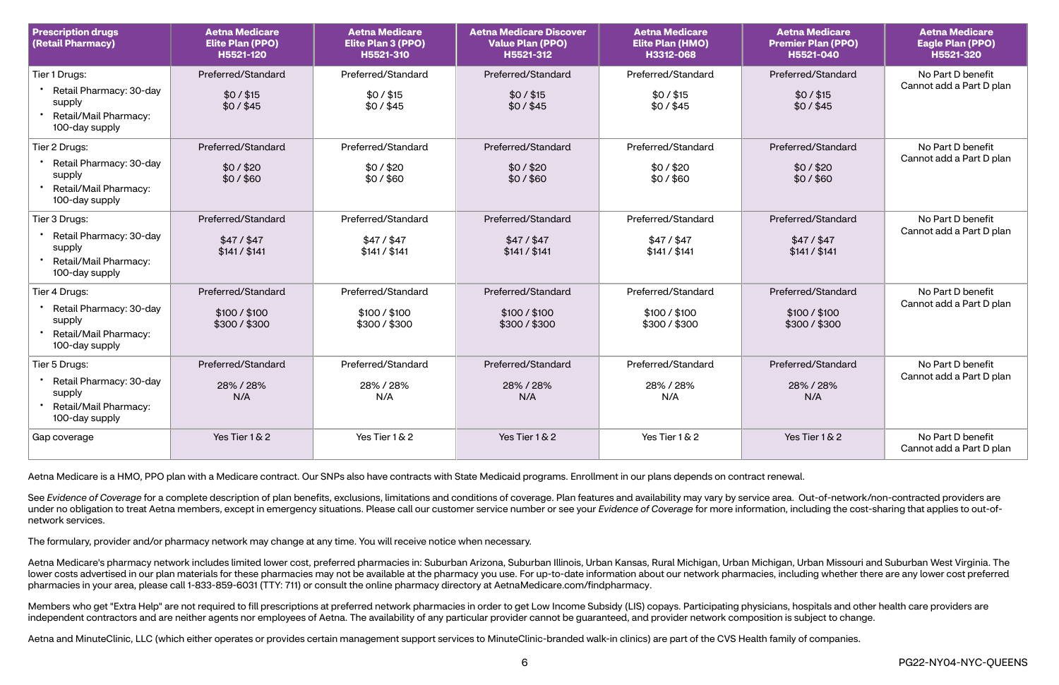| Prescription drugs (Retail Pharmacy) | Aetna Medicare Elite Plan (PPO) H5521-120 | Aetna Medicare Elite Plan 3 (PPO) H5521-310 | Aetna Medicare Discover Value Plan (PPO) H5521-312 | Aetna Medicare Elite Plan (HMO) H3312-068 | Aetna Medicare Premier Plan (PPO) H5521-040 | Aetna Medicare Eagle Plan (PPO) H5521-320 |
|---|---|---|---|---|---|---|
| Tier 1 Drugs: <br> • Retail Pharmacy: 30-day supply <br> • Retail/Mail Pharmacy: 100-day supply | Preferred/Standard <br> $0 / $15 <br> $0 / $45 | Preferred/Standard <br> $0 / $15 <br> $0 / $45 | Preferred/Standard <br> $0 / $15 <br> $0 / $45 | Preferred/Standard <br> $0 / $15 <br> $0 / $45 | Preferred/Standard <br> $0 / $15 <br> $0 / $45 | No Part D benefit <br> Cannot add a Part D plan |
| Tier 2 Drugs: <br> • Retail Pharmacy: 30-day supply <br> • Retail/Mail Pharmacy: 100-day supply | Preferred/Standard <br> $0 / $20 <br> $0 / $60 | Preferred/Standard <br> $0 / $20 <br> $0 / $60 | Preferred/Standard <br> $0 / $20 <br> $0 / $60 | Preferred/Standard <br> $0 / $20 <br> $0 / $60 | Preferred/Standard <br> $0 / $20 <br> $0 / $60 | No Part D benefit <br> Cannot add a Part D plan |
| Tier 3 Drugs: <br> • Retail Pharmacy: 30-day supply <br> • Retail/Mail Pharmacy: 100-day supply | Preferred/Standard <br> $47 / $47 <br> $141 / $141 | Preferred/Standard <br> $47 / $47 <br> $141 / $141 | Preferred/Standard <br> $47 / $47 <br> $141 / $141 | Preferred/Standard <br> $47 / $47 <br> $141 / $141 | Preferred/Standard <br> $47 / $47 <br> $141 / $141 | No Part D benefit <br> Cannot add a Part D plan |
| Tier 4 Drugs: <br> • Retail Pharmacy: 30-day supply <br> • Retail/Mail Pharmacy: 100-day supply | Preferred/Standard <br> $100 / $100 <br> $300 / $300 | Preferred/Standard <br> $100 / $100 <br> $300 / $300 | Preferred/Standard <br> $100 / $100 <br> $300 / $300 | Preferred/Standard <br> $100 / $100 <br> $300 / $300 | Preferred/Standard <br> $100 / $100 <br> $300 / $300 | No Part D benefit <br> Cannot add a Part D plan |
| Tier 5 Drugs: <br> • Retail Pharmacy: 30-day supply <br> • Retail/Mail Pharmacy: 100-day supply | Preferred/Standard <br> 28% / 28% <br> N/A | Preferred/Standard <br> 28% / 28% <br> N/A | Preferred/Standard <br> 28% / 28% <br> N/A | Preferred/Standard <br> 28% / 28% <br> N/A | Preferred/Standard <br> 28% / 28% <br> N/A | No Part D benefit <br> Cannot add a Part D plan |
| Gap coverage | Yes Tier 1 & 2 | Yes Tier 1 & 2 | Yes Tier 1 & 2 | Yes Tier 1 & 2 | Yes Tier 1 & 2 | No Part D benefit <br> Cannot add a Part D plan |

Aetna Medicare is a HMO, PPO plan with a Medicare contract. Our SNPs also have contracts with State Medicaid programs. Enrollment in our plans depends on contract renewal.

See *Evidence of Coverage* for a complete description of plan benefits, exclusions, limitations and conditions of coverage. Plan features and availability may vary by service area. Out-of-network/non-contracted providers are under no obligation to treat Aetna members, except in emergency situations. Please call our customer service number or see your *Evidence of Coverage* for more information, including the cost-sharing that applies to out-of-network services.

The formulary, provider and/or pharmacy network may change at any time. You will receive notice when necessary.

Aetna Medicare's pharmacy network includes limited lower cost, preferred pharmacies in: Suburban Arizona, Suburban Illinois, Urban Kansas, Rural Michigan, Urban Michigan, Urban Missouri and Suburban West Virginia. The lower costs advertised in our plan materials for these pharmacies may not be available at the pharmacy you use. For up-to-date information about our network pharmacies, including whether there are any lower cost preferred pharmacies in your area, please call 1-833-859-6031 (TTY: 711) or consult the online pharmacy directory at AetnaMedicare.com/findpharmacy.

Members who get "Extra Help" are not required to fill prescriptions at preferred network pharmacies in order to get Low Income Subsidy (LIS) copays. Participating physicians, hospitals and other health care providers are independent contractors and are neither agents nor employees of Aetna. The availability of any particular provider cannot be guaranteed, and provider network composition is subject to change.

Aetna and MinuteClinic, LLC (which either operates or provides certain management support services to MinuteClinic-branded walk-in clinics) are part of the CVS Health family of companies.

PG22-NY04-NYC-QUEENS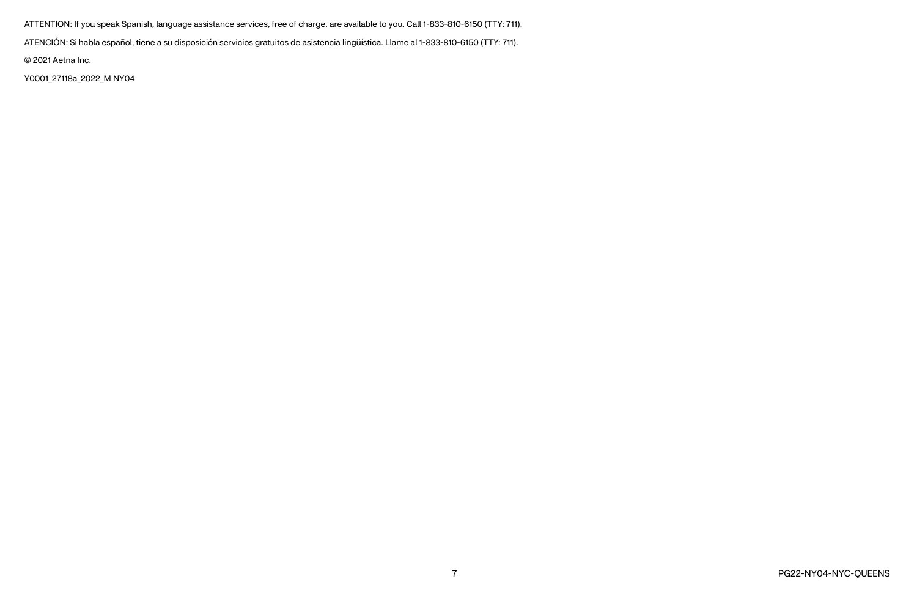ATTENTION: If you speak Spanish, language assistance services, free of charge, are available to you. Call 1-833-810-6150 (TTY: 711).

ATENCIÓN: Si habla español, tiene a su disposición servicios gratuitos de asistencia lingüística. Llame al 1-833-810-6150 (TTY: 711).

© 2021 Aetna Inc.

Y0001_27118a_2022_M NY04